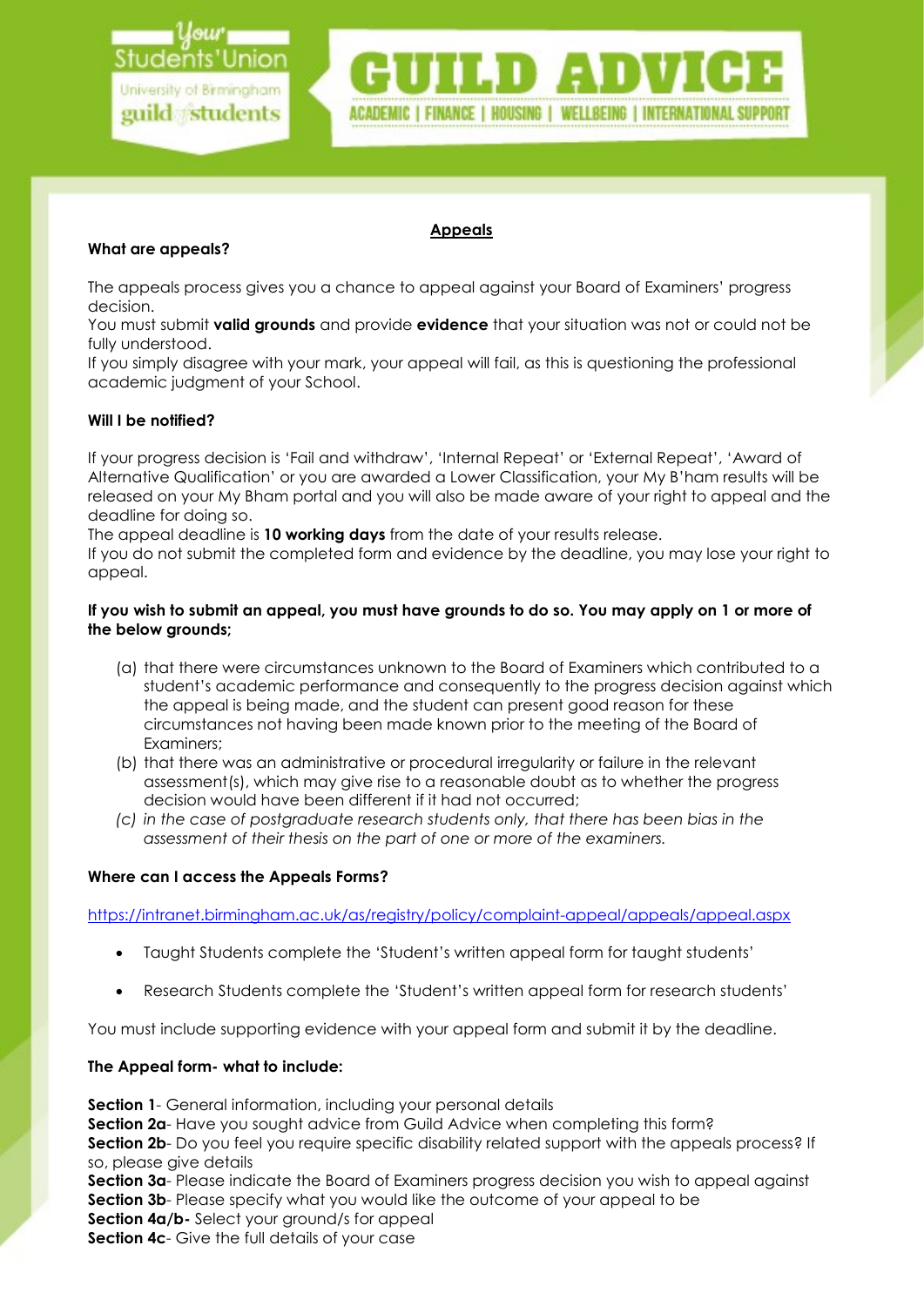## Appeals

### What are appeals?

The appeals process gives you a chance to appeal against your Board of Examiners' progress decision.

You must submit **valid grounds** and provide **evidence** that your situation was not or could not be fully understood.

If you simply disagree with your mark, your appeal will fail, as this is questioning the professional academic judgment of your School.

### Will I be notified?

If your progress decision is 'Fail and withdraw', 'Internal Repeat' or 'External Repeat', 'Award of Alternative Qualification' or you are awarded a Lower Classification, your My B'ham results will be released on your My Bham portal and you will also be made aware of your right to appeal and the deadline for doing so.

The appeal deadline is **10 working days** from the date of your results release.

If you do not submit the completed form and evidence by the deadline, you may lose your right to appeal.

**If you wish to submit an appeal, you must have grounds to do so. You may apply on 1 or more of the below grounds;**

(a) that there were circumstances unknown to the Board of Examiners which contributed to a student's academic performance and consequently to the progress decision against which the appeal is being made, and the student can present good reason for these circumstances not having been made known prior to the meeting of the Board of Examiners;

(b) that there was an administrative or procedural irregularity or failure in the relevant assessment(s), which may give rise to a reasonable doubt as to whether the progress decision would have been different if it had not occurred;

*(c) in the case of postgraduate research students only, that there has been bias in the assessment of their thesis on the part of one or more of the examiners.*

### Where can I access the Appeals Forms?

https://intranet.birmingham.ac.uk/as/registry/policy/complaint-appeal/appeals/appeal.aspx

- Taught Students complete the 'Student's written appeal form for taught students'
- Research Students complete the 'Student's written appeal form for research students'

You must include supporting evidence with your appeal form and submit it by the deadline.

### The Appeal form- what to include:

**Section 1**- General information, including your personal details

**Section 2a**- Have you sought advice from Guild Advice when completing this form?

**Section 2b**- Do you feel you require specific disability related support with the appeals process? If so, please give details

**Section 3a**- Please indicate the Board of Examiners progress decision you wish to appeal against

**Section 3b**- Please specify what you would like the outcome of your appeal to be

**Section 4a/b-** Select your ground/s for appeal

**Section 4c**- Give the full details of your case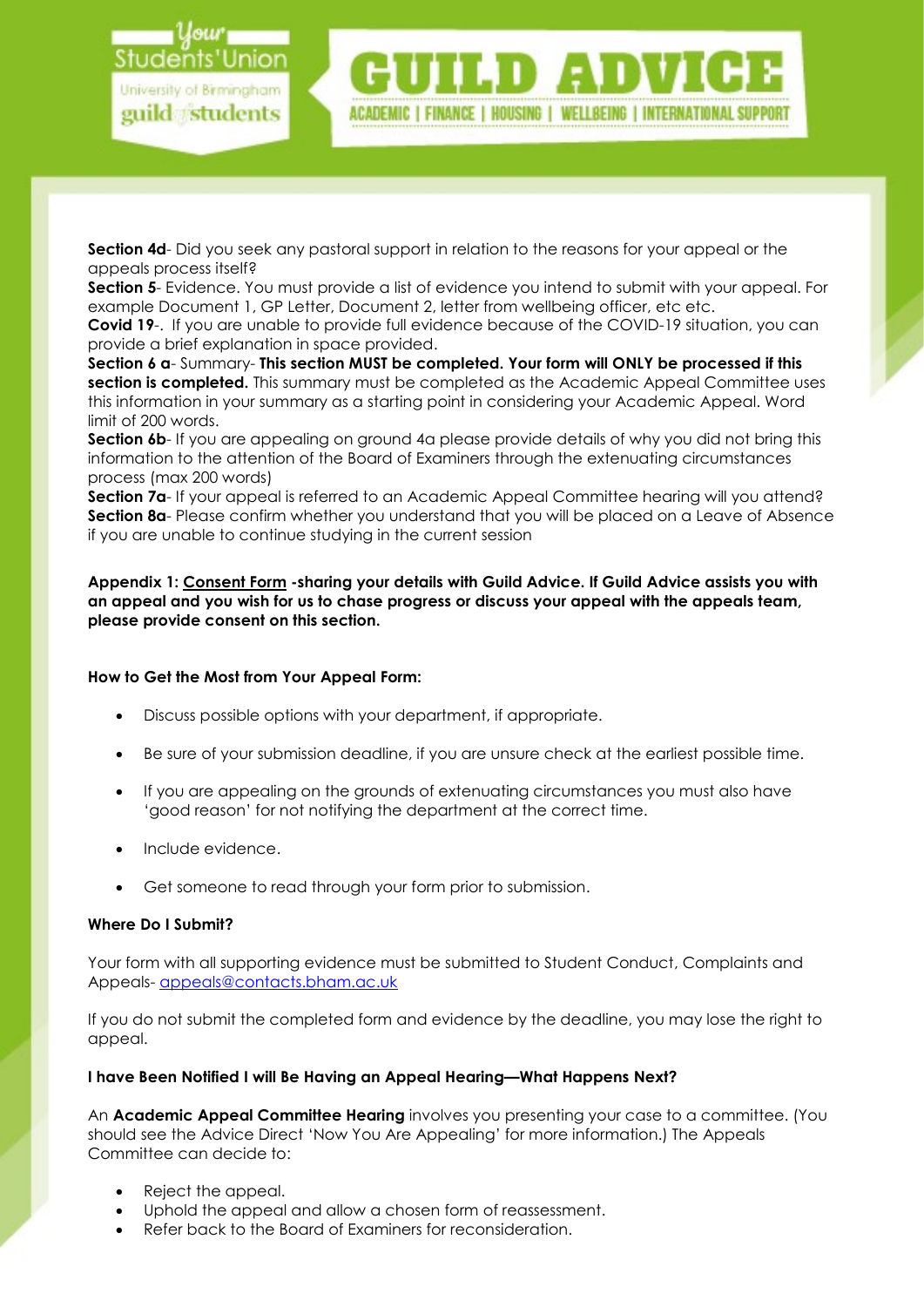**Section 4d**- Did you seek any pastoral support in relation to the reasons for your appeal or the appeals process itself?
**Section 5**- Evidence. You must provide a list of evidence you intend to submit with your appeal. For example Document 1, GP Letter, Document 2, letter from wellbeing officer, etc etc.
**Covid 19**-. If you are unable to provide full evidence because of the COVID-19 situation, you can provide a brief explanation in space provided.
**Section 6 a**- Summary- **This section MUST be completed. Your form will ONLY be processed if this section is completed.** This summary must be completed as the Academic Appeal Committee uses this information in your summary as a starting point in considering your Academic Appeal. Word limit of 200 words.
**Section 6b**- If you are appealing on ground 4a please provide details of why you did not bring this information to the attention of the Board of Examiners through the extenuating circumstances process (max 200 words)
**Section 7a**- If your appeal is referred to an Academic Appeal Committee hearing will you attend?
**Section 8a**- Please confirm whether you understand that you will be placed on a Leave of Absence if you are unable to continue studying in the current session

**Appendix 1: Consent Form -sharing your details with Guild Advice. If Guild Advice assists you with an appeal and you wish for us to chase progress or discuss your appeal with the appeals team, please provide consent on this section.**

**How to Get the Most from Your Appeal Form:**

- Discuss possible options with your department, if appropriate.
- Be sure of your submission deadline, if you are unsure check at the earliest possible time.
- If you are appealing on the grounds of extenuating circumstances you must also have 'good reason' for not notifying the department at the correct time.
- Include evidence.
- Get someone to read through your form prior to submission.

**Where Do I Submit?**

Your form with all supporting evidence must be submitted to Student Conduct, Complaints and Appeals- appeals@contacts.bham.ac.uk

If you do not submit the completed form and evidence by the deadline, you may lose the right to appeal.

**I have Been Notified I will Be Having an Appeal Hearing—What Happens Next?**

An **Academic Appeal Committee Hearing** involves you presenting your case to a committee. (You should see the Advice Direct 'Now You Are Appealing' for more information.) The Appeals Committee can decide to:

- Reject the appeal.
- Uphold the appeal and allow a chosen form of reassessment.
- Refer back to the Board of Examiners for reconsideration.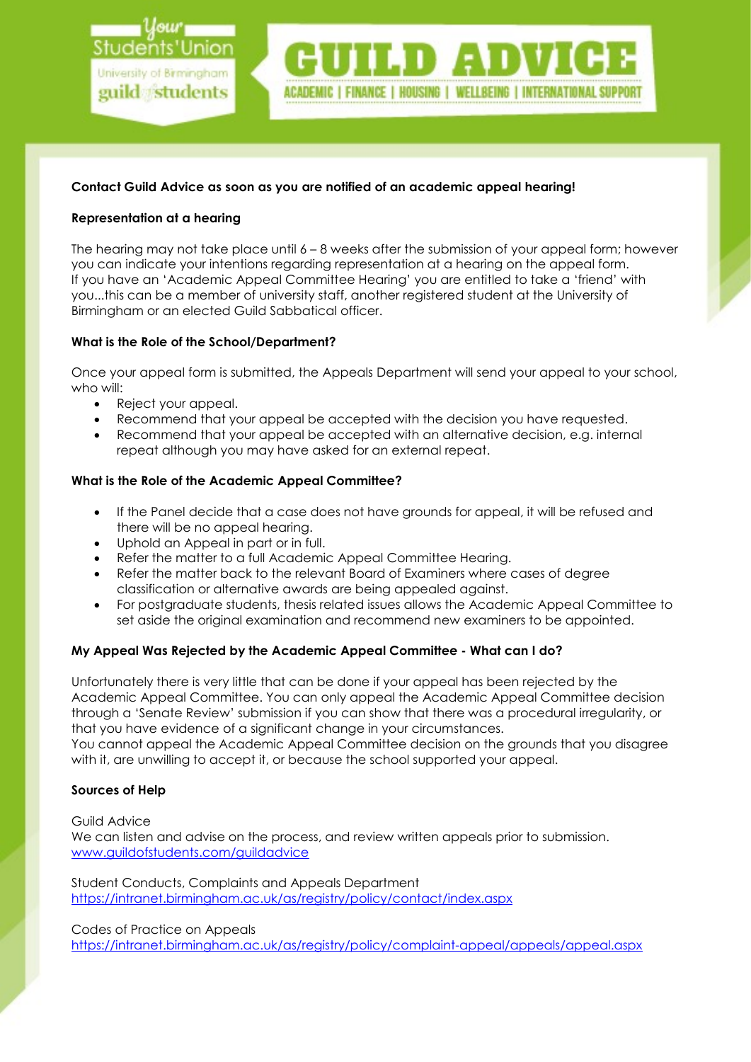**Contact Guild Advice as soon as you are notified of an academic appeal hearing!**

**Representation at a hearing**

The hearing may not take place until 6 – 8 weeks after the submission of your appeal form; however you can indicate your intentions regarding representation at a hearing on the appeal form. If you have an 'Academic Appeal Committee Hearing' you are entitled to take a 'friend' with you...this can be a member of university staff, another registered student at the University of Birmingham or an elected Guild Sabbatical officer.

**What is the Role of the School/Department?**

Once your appeal form is submitted, the Appeals Department will send your appeal to your school, who will:

- Reject your appeal.
- Recommend that your appeal be accepted with the decision you have requested.
- Recommend that your appeal be accepted with an alternative decision, e.g. internal repeat although you may have asked for an external repeat.

**What is the Role of the Academic Appeal Committee?**

- If the Panel decide that a case does not have grounds for appeal, it will be refused and there will be no appeal hearing.
- Uphold an Appeal in part or in full.
- Refer the matter to a full Academic Appeal Committee Hearing.
- Refer the matter back to the relevant Board of Examiners where cases of degree classification or alternative awards are being appealed against.
- For postgraduate students, thesis related issues allows the Academic Appeal Committee to set aside the original examination and recommend new examiners to be appointed.

**My Appeal Was Rejected by the Academic Appeal Committee - What can I do?**

Unfortunately there is very little that can be done if your appeal has been rejected by the Academic Appeal Committee. You can only appeal the Academic Appeal Committee decision through a 'Senate Review' submission if you can show that there was a procedural irregularity, or that you have evidence of a significant change in your circumstances.
You cannot appeal the Academic Appeal Committee decision on the grounds that you disagree with it, are unwilling to accept it, or because the school supported your appeal.

**Sources of Help**

Guild Advice
We can listen and advise on the process, and review written appeals prior to submission.
www.guildofstudents.com/guildadvice

Student Conducts, Complaints and Appeals Department
https://intranet.birmingham.ac.uk/as/registry/policy/contact/index.aspx

Codes of Practice on Appeals
https://intranet.birmingham.ac.uk/as/registry/policy/complaint-appeal/appeals/appeal.aspx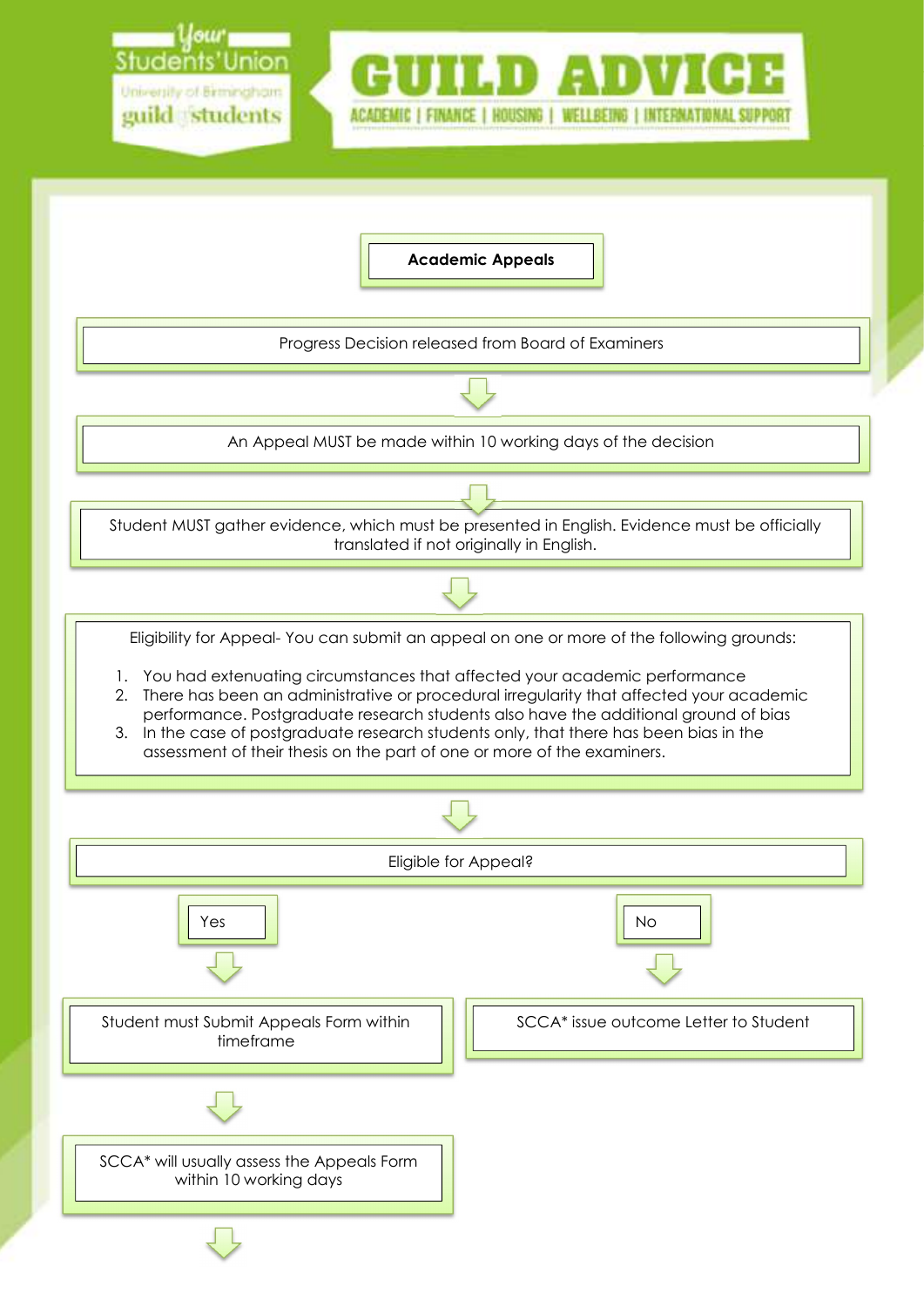# Academic Appeals

Progress Decision released from Board of Examiners

↓

An Appeal MUST be made within 10 working days of the decision

↓

Student MUST gather evidence, which must be presented in English. Evidence must be officially translated if not originally in English.

↓

Eligibility for Appeal- You can submit an appeal on one or more of the following grounds:

1. You had extenuating circumstances that affected your academic performance
2. There has been an administrative or procedural irregularity that affected your academic performance. Postgraduate research students also have the additional ground of bias
3. In the case of postgraduate research students only, that there has been bias in the assessment of their thesis on the part of one or more of the examiners.

↓

Eligible for Appeal?

**Yes**

↓

Student must Submit Appeals Form within timeframe

↓

SCCA* will usually assess the Appeals Form within 10 working days

↓

**No**

↓

SCCA* issue outcome Letter to Student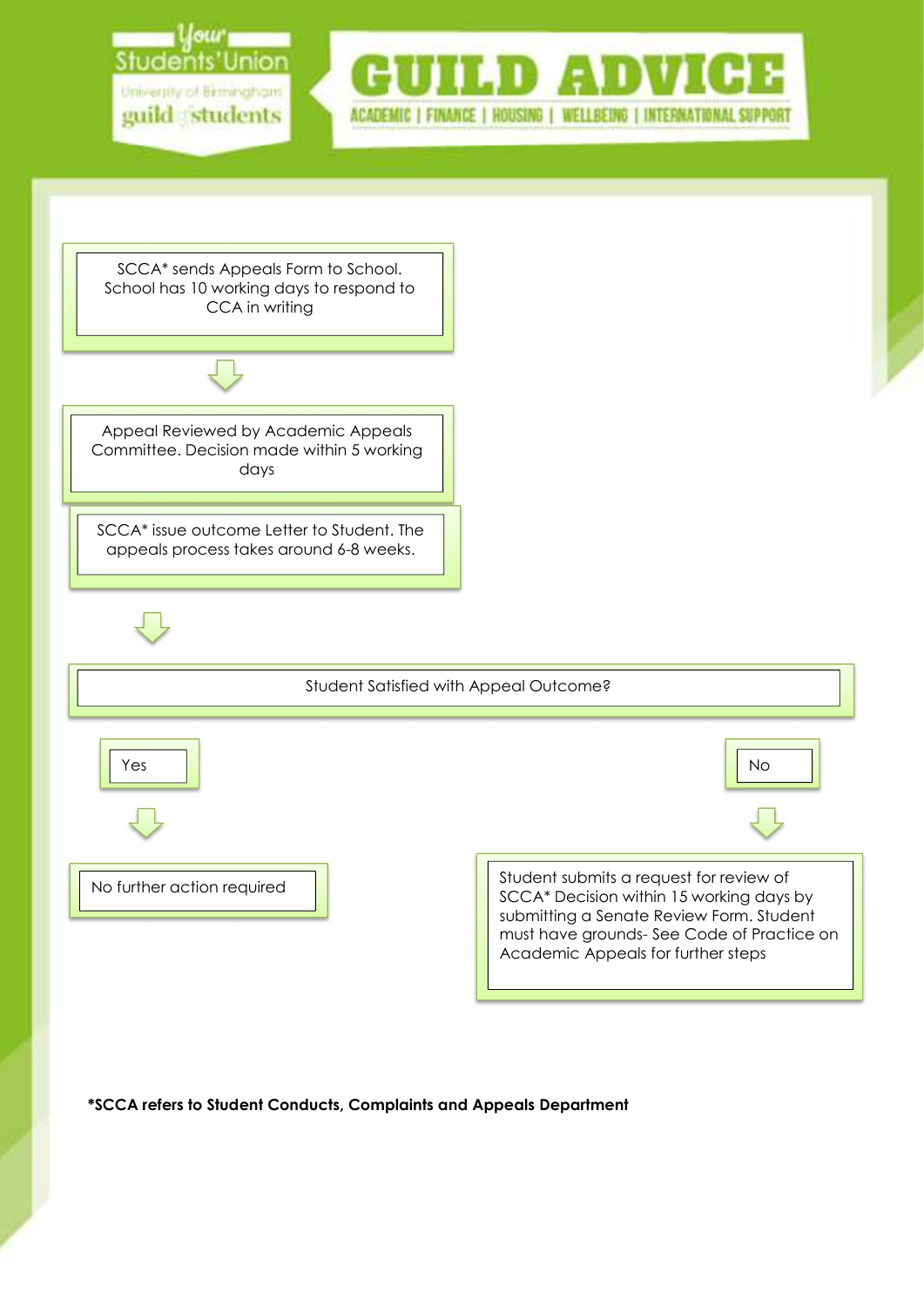SCCA* sends Appeals Form to School. School has 10 working days to respond to CCA in writing

Appeal Reviewed by Academic Appeals Committee. Decision made within 5 working days

SCCA* issue outcome Letter to Student. The appeals process takes around 6-8 weeks.

Student Satisfied with Appeal Outcome?

Yes

No further action required

No

Student submits a request for review of SCCA* Decision within 15 working days by submitting a Senate Review Form. Student must have grounds- See Code of Practice on Academic Appeals for further steps

**\*SCCA refers to Student Conducts, Complaints and Appeals Department**